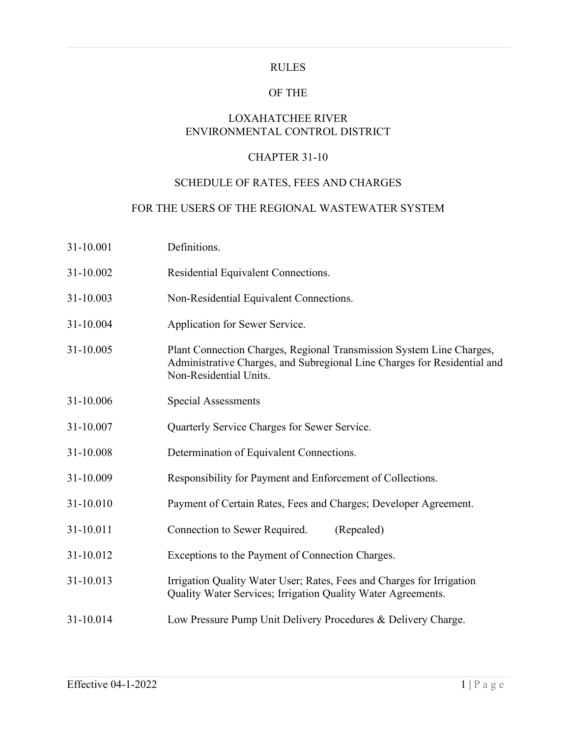# RULES

# OF THE

# LOXAHATCHEE RIVER ENVIRONMENTAL CONTROL DISTRICT

## CHAPTER 31-10

## SCHEDULE OF RATES, FEES AND CHARGES

## FOR THE USERS OF THE REGIONAL WASTEWATER SYSTEM

| | |
|---|---|
| 31-10.001 | Definitions. |
| 31-10.002 | Residential Equivalent Connections. |
| 31-10.003 | Non-Residential Equivalent Connections. |
| 31-10.004 | Application for Sewer Service. |
| 31-10.005 | Plant Connection Charges, Regional Transmission System Line Charges, Administrative Charges, and Subregional Line Charges for Residential and Non-Residential Units. |
| 31-10.006 | Special Assessments |
| 31-10.007 | Quarterly Service Charges for Sewer Service. |
| 31-10.008 | Determination of Equivalent Connections. |
| 31-10.009 | Responsibility for Payment and Enforcement of Collections. |
| 31-10.010 | Payment of Certain Rates, Fees and Charges; Developer Agreement. |
| 31-10.011 | Connection to Sewer Required. (Repealed) |
| 31-10.012 | Exceptions to the Payment of Connection Charges. |
| 31-10.013 | Irrigation Quality Water User; Rates, Fees and Charges for Irrigation Quality Water Services; Irrigation Quality Water Agreements. |
| 31-10.014 | Low Pressure Pump Unit Delivery Procedures & Delivery Charge. |

Effective 04-1-2022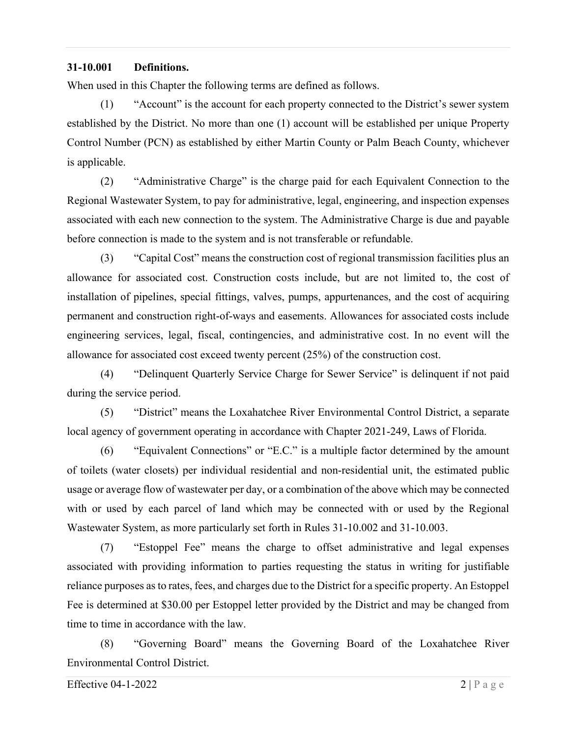**31-10.001 Definitions.**

When used in this Chapter the following terms are defined as follows.

(1) "Account" is the account for each property connected to the District's sewer system established by the District. No more than one (1) account will be established per unique Property Control Number (PCN) as established by either Martin County or Palm Beach County, whichever is applicable.

(2) "Administrative Charge" is the charge paid for each Equivalent Connection to the Regional Wastewater System, to pay for administrative, legal, engineering, and inspection expenses associated with each new connection to the system. The Administrative Charge is due and payable before connection is made to the system and is not transferable or refundable.

(3) "Capital Cost" means the construction cost of regional transmission facilities plus an allowance for associated cost. Construction costs include, but are not limited to, the cost of installation of pipelines, special fittings, valves, pumps, appurtenances, and the cost of acquiring permanent and construction right-of-ways and easements. Allowances for associated costs include engineering services, legal, fiscal, contingencies, and administrative cost. In no event will the allowance for associated cost exceed twenty percent (25%) of the construction cost.

(4) "Delinquent Quarterly Service Charge for Sewer Service" is delinquent if not paid during the service period.

(5) "District" means the Loxahatchee River Environmental Control District, a separate local agency of government operating in accordance with Chapter 2021-249, Laws of Florida.

(6) "Equivalent Connections" or "E.C." is a multiple factor determined by the amount of toilets (water closets) per individual residential and non-residential unit, the estimated public usage or average flow of wastewater per day, or a combination of the above which may be connected with or used by each parcel of land which may be connected with or used by the Regional Wastewater System, as more particularly set forth in Rules 31-10.002 and 31-10.003.

(7) "Estoppel Fee" means the charge to offset administrative and legal expenses associated with providing information to parties requesting the status in writing for justifiable reliance purposes as to rates, fees, and charges due to the District for a specific property. An Estoppel Fee is determined at $30.00 per Estoppel letter provided by the District and may be changed from time to time in accordance with the law.

(8) "Governing Board" means the Governing Board of the Loxahatchee River Environmental Control District.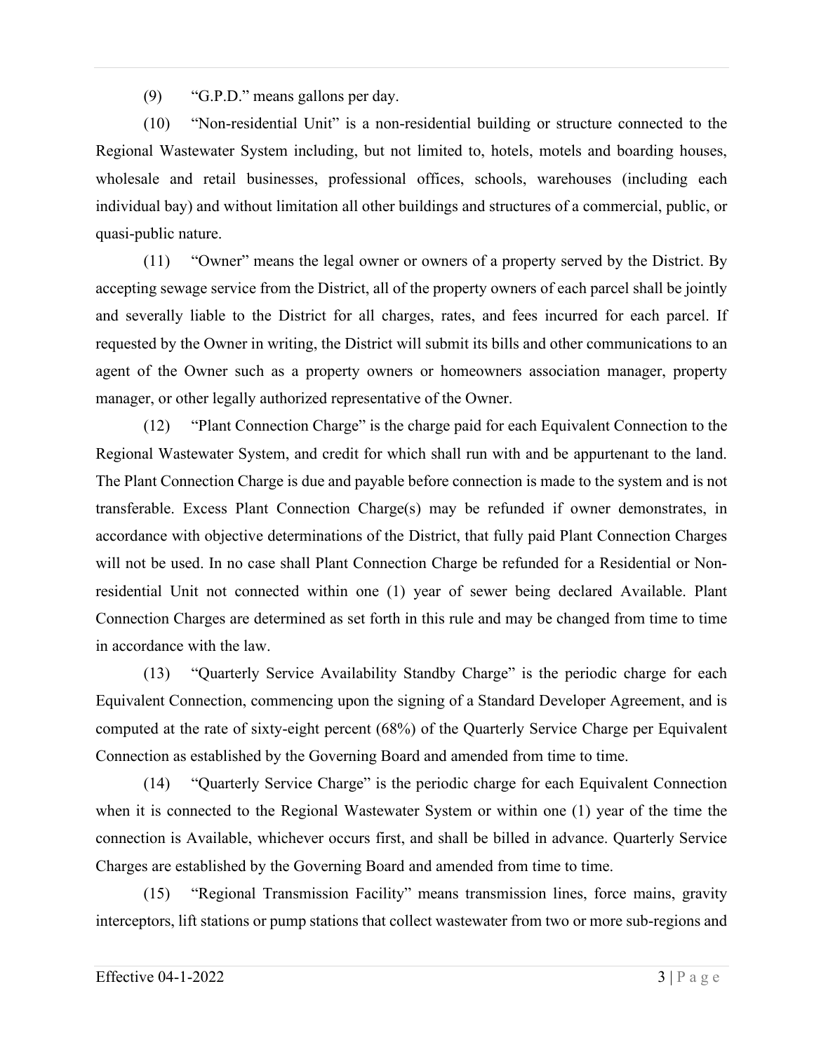(9) "G.P.D." means gallons per day.

(10) "Non-residential Unit" is a non-residential building or structure connected to the Regional Wastewater System including, but not limited to, hotels, motels and boarding houses, wholesale and retail businesses, professional offices, schools, warehouses (including each individual bay) and without limitation all other buildings and structures of a commercial, public, or quasi-public nature.

(11) "Owner" means the legal owner or owners of a property served by the District. By accepting sewage service from the District, all of the property owners of each parcel shall be jointly and severally liable to the District for all charges, rates, and fees incurred for each parcel. If requested by the Owner in writing, the District will submit its bills and other communications to an agent of the Owner such as a property owners or homeowners association manager, property manager, or other legally authorized representative of the Owner.

(12) "Plant Connection Charge" is the charge paid for each Equivalent Connection to the Regional Wastewater System, and credit for which shall run with and be appurtenant to the land. The Plant Connection Charge is due and payable before connection is made to the system and is not transferable. Excess Plant Connection Charge(s) may be refunded if owner demonstrates, in accordance with objective determinations of the District, that fully paid Plant Connection Charges will not be used. In no case shall Plant Connection Charge be refunded for a Residential or Non-residential Unit not connected within one (1) year of sewer being declared Available. Plant Connection Charges are determined as set forth in this rule and may be changed from time to time in accordance with the law.

(13) "Quarterly Service Availability Standby Charge" is the periodic charge for each Equivalent Connection, commencing upon the signing of a Standard Developer Agreement, and is computed at the rate of sixty-eight percent (68%) of the Quarterly Service Charge per Equivalent Connection as established by the Governing Board and amended from time to time.

(14) "Quarterly Service Charge" is the periodic charge for each Equivalent Connection when it is connected to the Regional Wastewater System or within one (1) year of the time the connection is Available, whichever occurs first, and shall be billed in advance. Quarterly Service Charges are established by the Governing Board and amended from time to time.

(15) "Regional Transmission Facility" means transmission lines, force mains, gravity interceptors, lift stations or pump stations that collect wastewater from two or more sub-regions and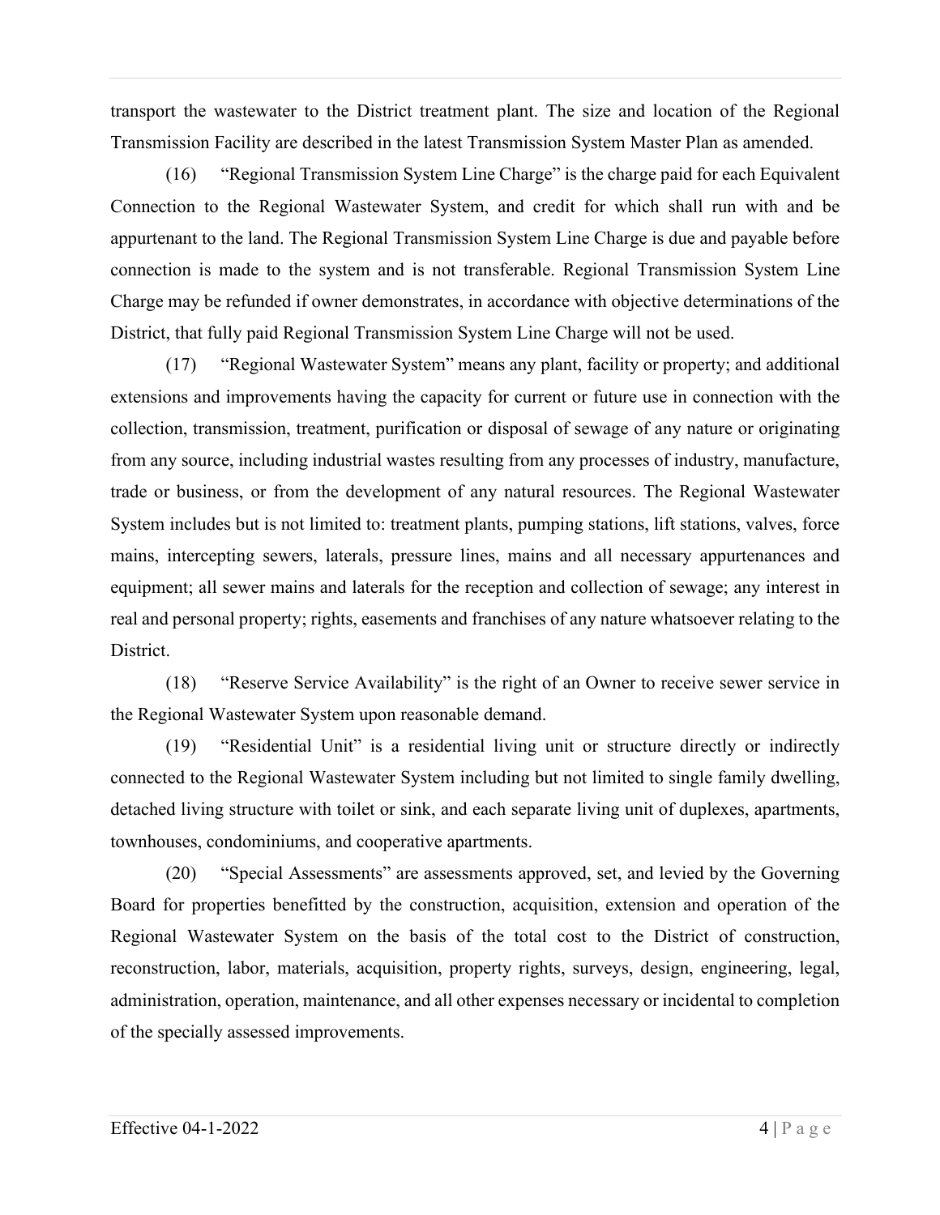transport the wastewater to the District treatment plant. The size and location of the Regional Transmission Facility are described in the latest Transmission System Master Plan as amended.

(16) "Regional Transmission System Line Charge" is the charge paid for each Equivalent Connection to the Regional Wastewater System, and credit for which shall run with and be appurtenant to the land. The Regional Transmission System Line Charge is due and payable before connection is made to the system and is not transferable. Regional Transmission System Line Charge may be refunded if owner demonstrates, in accordance with objective determinations of the District, that fully paid Regional Transmission System Line Charge will not be used.

(17) "Regional Wastewater System" means any plant, facility or property; and additional extensions and improvements having the capacity for current or future use in connection with the collection, transmission, treatment, purification or disposal of sewage of any nature or originating from any source, including industrial wastes resulting from any processes of industry, manufacture, trade or business, or from the development of any natural resources. The Regional Wastewater System includes but is not limited to: treatment plants, pumping stations, lift stations, valves, force mains, intercepting sewers, laterals, pressure lines, mains and all necessary appurtenances and equipment; all sewer mains and laterals for the reception and collection of sewage; any interest in real and personal property; rights, easements and franchises of any nature whatsoever relating to the District.

(18) "Reserve Service Availability" is the right of an Owner to receive sewer service in the Regional Wastewater System upon reasonable demand.

(19) "Residential Unit" is a residential living unit or structure directly or indirectly connected to the Regional Wastewater System including but not limited to single family dwelling, detached living structure with toilet or sink, and each separate living unit of duplexes, apartments, townhouses, condominiums, and cooperative apartments.

(20) "Special Assessments" are assessments approved, set, and levied by the Governing Board for properties benefitted by the construction, acquisition, extension and operation of the Regional Wastewater System on the basis of the total cost to the District of construction, reconstruction, labor, materials, acquisition, property rights, surveys, design, engineering, legal, administration, operation, maintenance, and all other expenses necessary or incidental to completion of the specially assessed improvements.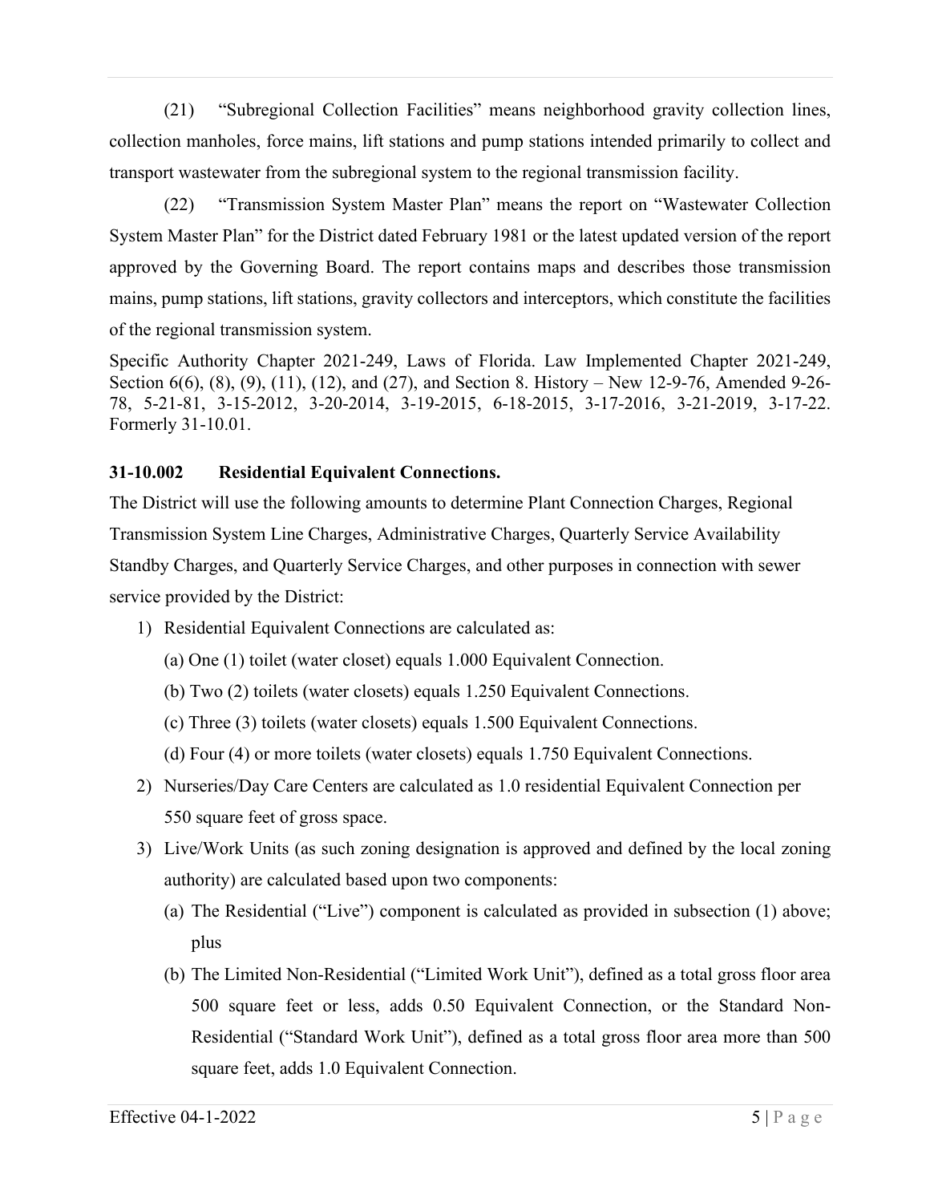(21) "Subregional Collection Facilities" means neighborhood gravity collection lines, collection manholes, force mains, lift stations and pump stations intended primarily to collect and transport wastewater from the subregional system to the regional transmission facility.

(22) "Transmission System Master Plan" means the report on "Wastewater Collection System Master Plan" for the District dated February 1981 or the latest updated version of the report approved by the Governing Board. The report contains maps and describes those transmission mains, pump stations, lift stations, gravity collectors and interceptors, which constitute the facilities of the regional transmission system.

Specific Authority Chapter 2021-249, Laws of Florida. Law Implemented Chapter 2021-249, Section 6(6), (8), (9), (11), (12), and (27), and Section 8. History – New 12-9-76, Amended 9-26-78, 5-21-81, 3-15-2012, 3-20-2014, 3-19-2015, 6-18-2015, 3-17-2016, 3-21-2019, 3-17-22. Formerly 31-10.01.

**31-10.002 Residential Equivalent Connections.**

The District will use the following amounts to determine Plant Connection Charges, Regional Transmission System Line Charges, Administrative Charges, Quarterly Service Availability Standby Charges, and Quarterly Service Charges, and other purposes in connection with sewer service provided by the District:

1) Residential Equivalent Connections are calculated as:
   - (a) One (1) toilet (water closet) equals 1.000 Equivalent Connection.
   - (b) Two (2) toilets (water closets) equals 1.250 Equivalent Connections.
   - (c) Three (3) toilets (water closets) equals 1.500 Equivalent Connections.
   - (d) Four (4) or more toilets (water closets) equals 1.750 Equivalent Connections.
2) Nurseries/Day Care Centers are calculated as 1.0 residential Equivalent Connection per 550 square feet of gross space.
3) Live/Work Units (as such zoning designation is approved and defined by the local zoning authority) are calculated based upon two components:
   - (a) The Residential ("Live") component is calculated as provided in subsection (1) above; plus
   - (b) The Limited Non-Residential ("Limited Work Unit"), defined as a total gross floor area 500 square feet or less, adds 0.50 Equivalent Connection, or the Standard Non-Residential ("Standard Work Unit"), defined as a total gross floor area more than 500 square feet, adds 1.0 Equivalent Connection.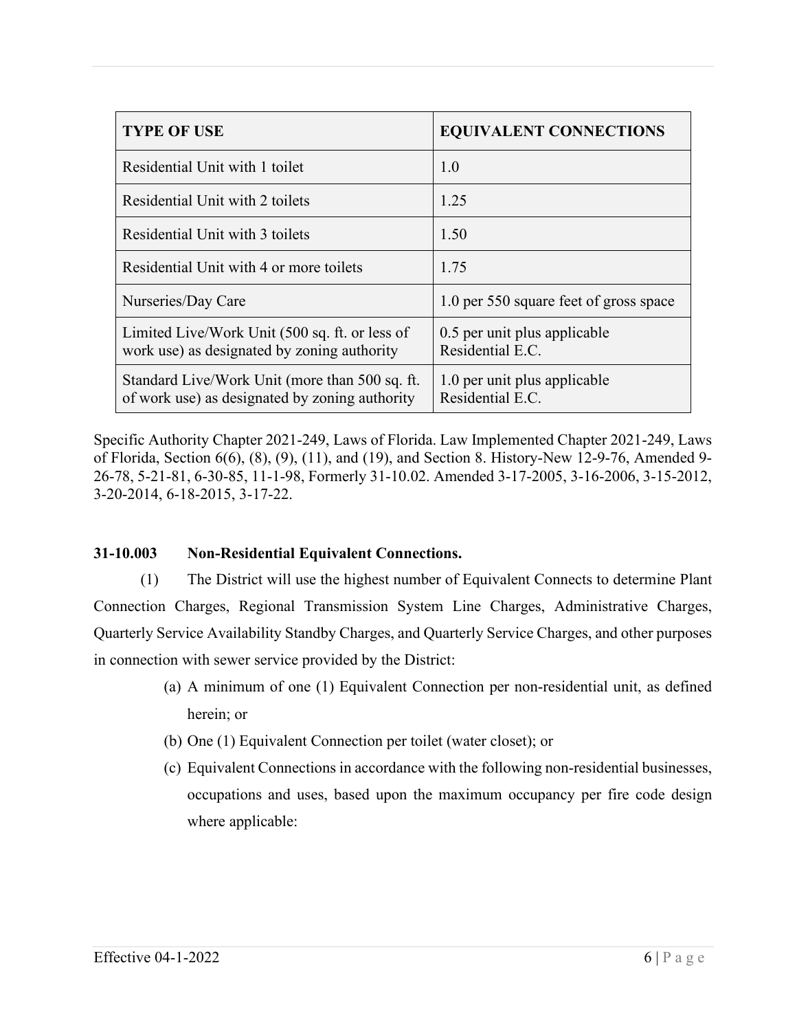| TYPE OF USE | EQUIVALENT CONNECTIONS |
|---|---|
| Residential Unit with 1 toilet | 1.0 |
| Residential Unit with 2 toilets | 1.25 |
| Residential Unit with 3 toilets | 1.50 |
| Residential Unit with 4 or more toilets | 1.75 |
| Nurseries/Day Care | 1.0 per 550 square feet of gross space |
| Limited Live/Work Unit (500 sq. ft. or less of work use) as designated by zoning authority | 0.5 per unit plus applicable Residential E.C. |
| Standard Live/Work Unit (more than 500 sq. ft. of work use) as designated by zoning authority | 1.0 per unit plus applicable Residential E.C. |

Specific Authority Chapter 2021-249, Laws of Florida. Law Implemented Chapter 2021-249, Laws of Florida, Section 6(6), (8), (9), (11), and (19), and Section 8. History-New 12-9-76, Amended 9-26-78, 5-21-81, 6-30-85, 11-1-98, Formerly 31-10.02. Amended 3-17-2005, 3-16-2006, 3-15-2012, 3-20-2014, 6-18-2015, 3-17-22.

**31-10.003 Non-Residential Equivalent Connections.**

(1) The District will use the highest number of Equivalent Connects to determine Plant Connection Charges, Regional Transmission System Line Charges, Administrative Charges, Quarterly Service Availability Standby Charges, and Quarterly Service Charges, and other purposes in connection with sewer service provided by the District:

(a) A minimum of one (1) Equivalent Connection per non-residential unit, as defined herein; or

(b) One (1) Equivalent Connection per toilet (water closet); or

(c) Equivalent Connections in accordance with the following non-residential businesses, occupations and uses, based upon the maximum occupancy per fire code design where applicable: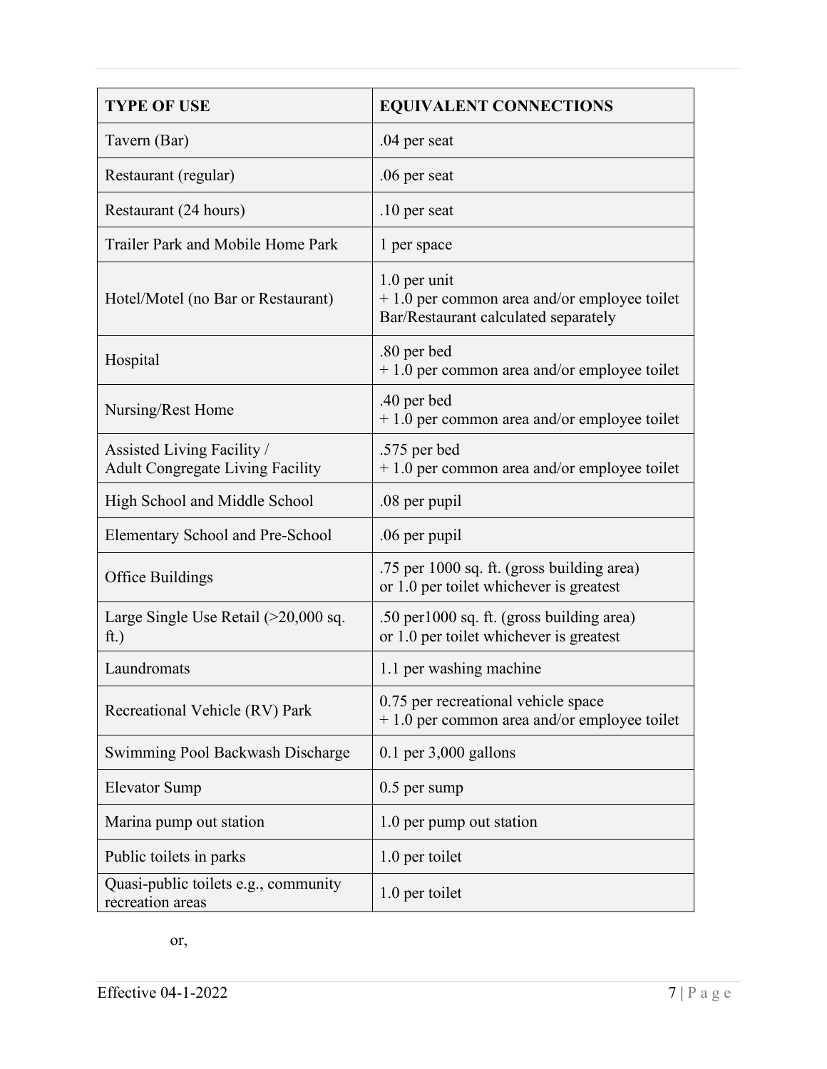| TYPE OF USE | EQUIVALENT CONNECTIONS |
|---|---|
| Tavern (Bar) | .04 per seat |
| Restaurant (regular) | .06 per seat |
| Restaurant (24 hours) | .10 per seat |
| Trailer Park and Mobile Home Park | 1 per space |
| Hotel/Motel (no Bar or Restaurant) | 1.0 per unit<br>+ 1.0 per common area and/or employee toilet<br>Bar/Restaurant calculated separately |
| Hospital | .80 per bed<br>+ 1.0 per common area and/or employee toilet |
| Nursing/Rest Home | .40 per bed<br>+ 1.0 per common area and/or employee toilet |
| Assisted Living Facility /<br>Adult Congregate Living Facility | .575 per bed<br>+ 1.0 per common area and/or employee toilet |
| High School and Middle School | .08 per pupil |
| Elementary School and Pre-School | .06 per pupil |
| Office Buildings | .75 per 1000 sq. ft. (gross building area)<br>or 1.0 per toilet whichever is greatest |
| Large Single Use Retail (>20,000 sq. ft.) | .50 per1000 sq. ft. (gross building area)<br>or 1.0 per toilet whichever is greatest |
| Laundromats | 1.1 per washing machine |
| Recreational Vehicle (RV) Park | 0.75 per recreational vehicle space<br>+ 1.0 per common area and/or employee toilet |
| Swimming Pool Backwash Discharge | 0.1 per 3,000 gallons |
| Elevator Sump | 0.5 per sump |
| Marina pump out station | 1.0 per pump out station |
| Public toilets in parks | 1.0 per toilet |
| Quasi-public toilets e.g., community recreation areas | 1.0 per toilet |

or,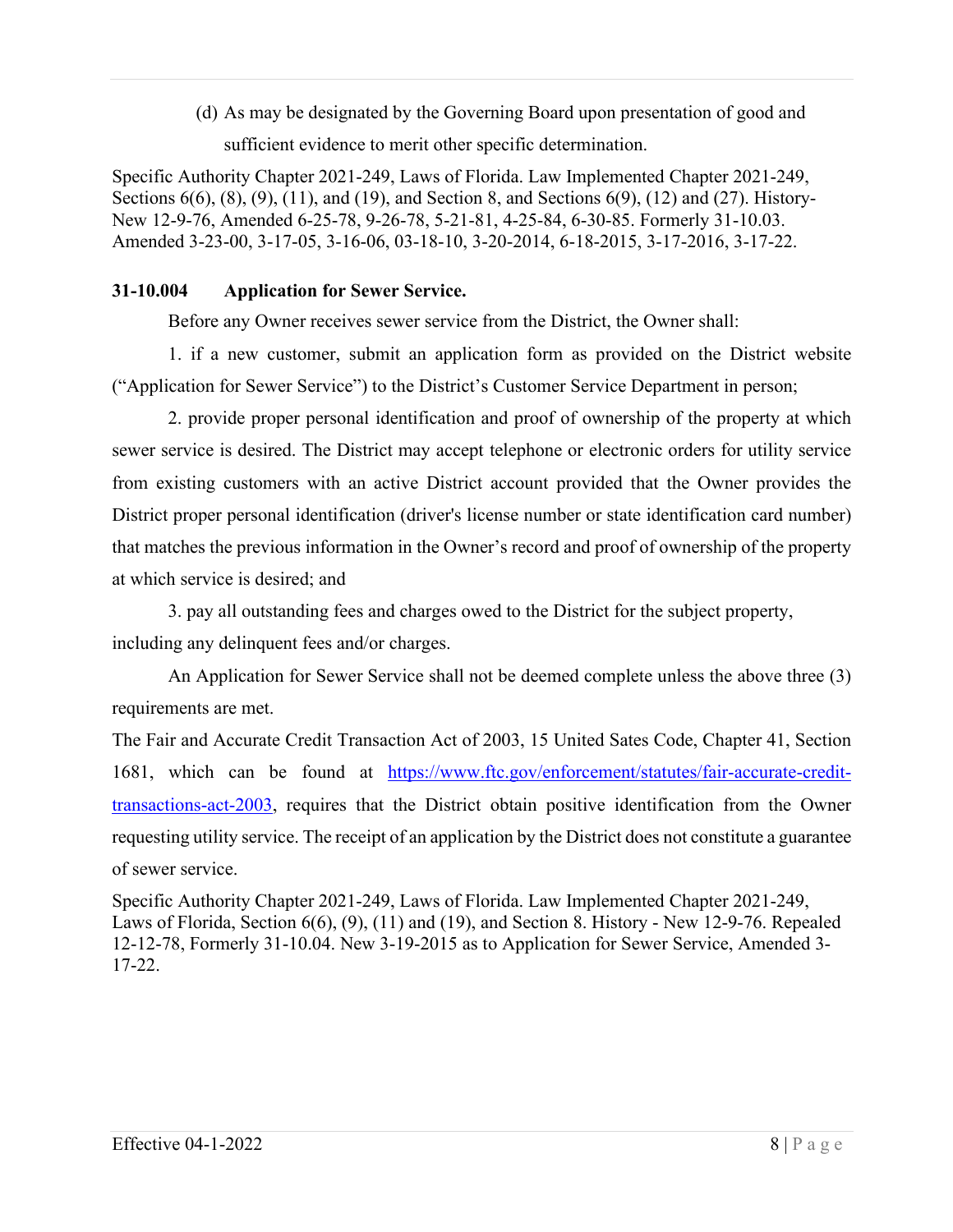(d) As may be designated by the Governing Board upon presentation of good and sufficient evidence to merit other specific determination.

Specific Authority Chapter 2021-249, Laws of Florida. Law Implemented Chapter 2021-249, Sections 6(6), (8), (9), (11), and (19), and Section 8, and Sections 6(9), (12) and (27). History-New 12-9-76, Amended 6-25-78, 9-26-78, 5-21-81, 4-25-84, 6-30-85. Formerly 31-10.03. Amended 3-23-00, 3-17-05, 3-16-06, 03-18-10, 3-20-2014, 6-18-2015, 3-17-2016, 3-17-22.

**31-10.004 Application for Sewer Service.**

Before any Owner receives sewer service from the District, the Owner shall:

1. if a new customer, submit an application form as provided on the District website ("Application for Sewer Service") to the District's Customer Service Department in person;

2. provide proper personal identification and proof of ownership of the property at which sewer service is desired. The District may accept telephone or electronic orders for utility service from existing customers with an active District account provided that the Owner provides the District proper personal identification (driver's license number or state identification card number) that matches the previous information in the Owner's record and proof of ownership of the property at which service is desired; and

3. pay all outstanding fees and charges owed to the District for the subject property, including any delinquent fees and/or charges.

An Application for Sewer Service shall not be deemed complete unless the above three (3) requirements are met.

The Fair and Accurate Credit Transaction Act of 2003, 15 United Sates Code, Chapter 41, Section 1681, which can be found at [https://www.ftc.gov/enforcement/statutes/fair-accurate-credit-transactions-act-2003](https://www.ftc.gov/enforcement/statutes/fair-accurate-credit-transactions-act-2003), requires that the District obtain positive identification from the Owner requesting utility service. The receipt of an application by the District does not constitute a guarantee of sewer service.

Specific Authority Chapter 2021-249, Laws of Florida. Law Implemented Chapter 2021-249, Laws of Florida, Section 6(6), (9), (11) and (19), and Section 8. History - New 12-9-76. Repealed 12-12-78, Formerly 31-10.04. New 3-19-2015 as to Application for Sewer Service, Amended 3-17-22.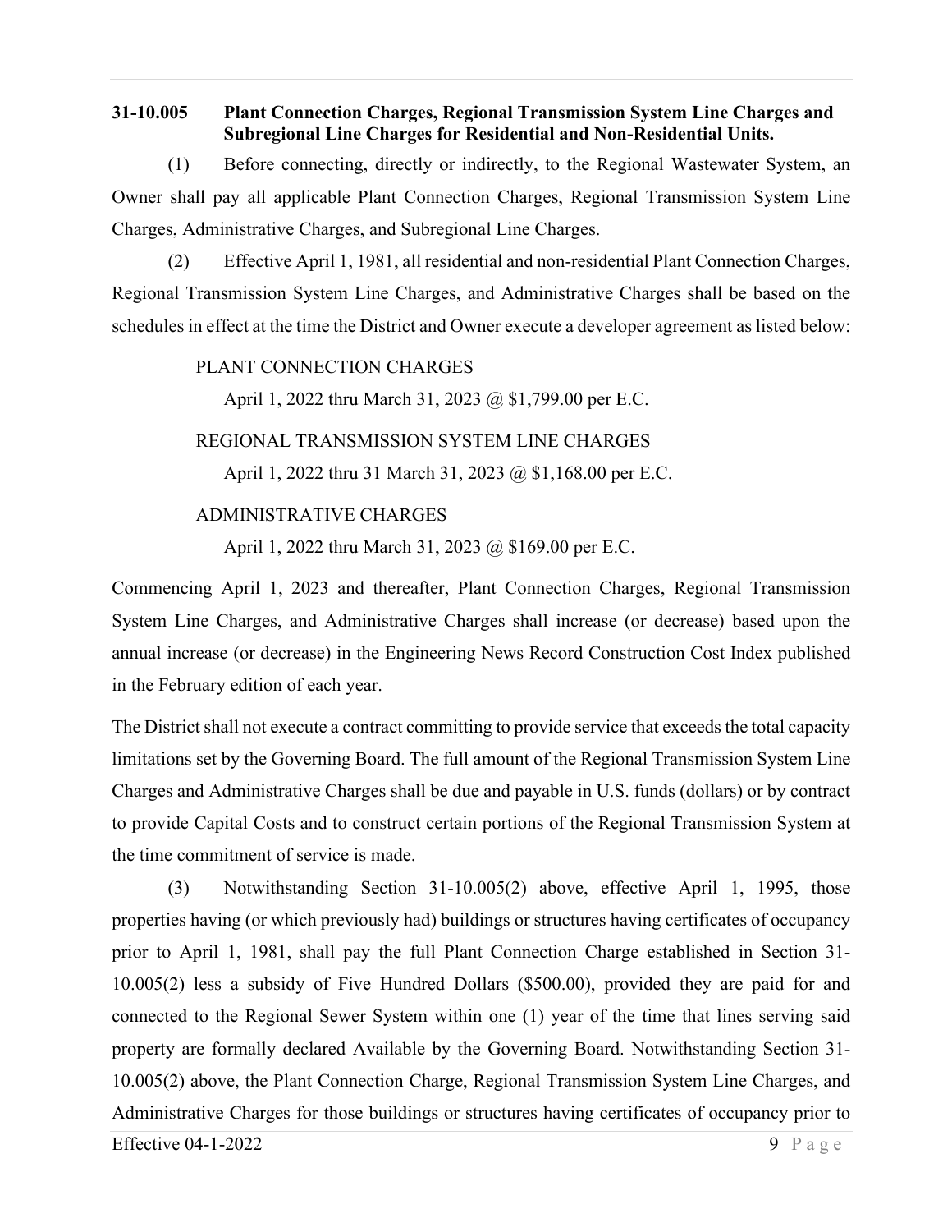**31-10.005 Plant Connection Charges, Regional Transmission System Line Charges and Subregional Line Charges for Residential and Non-Residential Units.**

(1) Before connecting, directly or indirectly, to the Regional Wastewater System, an Owner shall pay all applicable Plant Connection Charges, Regional Transmission System Line Charges, Administrative Charges, and Subregional Line Charges.

(2) Effective April 1, 1981, all residential and non-residential Plant Connection Charges, Regional Transmission System Line Charges, and Administrative Charges shall be based on the schedules in effect at the time the District and Owner execute a developer agreement as listed below:

PLANT CONNECTION CHARGES

April 1, 2022 thru March 31, 2023 @ $1,799.00 per E.C.

REGIONAL TRANSMISSION SYSTEM LINE CHARGES

April 1, 2022 thru 31 March 31, 2023 @ $1,168.00 per E.C.

ADMINISTRATIVE CHARGES

April 1, 2022 thru March 31, 2023 @ $169.00 per E.C.

Commencing April 1, 2023 and thereafter, Plant Connection Charges, Regional Transmission System Line Charges, and Administrative Charges shall increase (or decrease) based upon the annual increase (or decrease) in the Engineering News Record Construction Cost Index published in the February edition of each year.

The District shall not execute a contract committing to provide service that exceeds the total capacity limitations set by the Governing Board. The full amount of the Regional Transmission System Line Charges and Administrative Charges shall be due and payable in U.S. funds (dollars) or by contract to provide Capital Costs and to construct certain portions of the Regional Transmission System at the time commitment of service is made.

(3) Notwithstanding Section 31-10.005(2) above, effective April 1, 1995, those properties having (or which previously had) buildings or structures having certificates of occupancy prior to April 1, 1981, shall pay the full Plant Connection Charge established in Section 31-10.005(2) less a subsidy of Five Hundred Dollars ($500.00), provided they are paid for and connected to the Regional Sewer System within one (1) year of the time that lines serving said property are formally declared Available by the Governing Board. Notwithstanding Section 31-10.005(2) above, the Plant Connection Charge, Regional Transmission System Line Charges, and Administrative Charges for those buildings or structures having certificates of occupancy prior to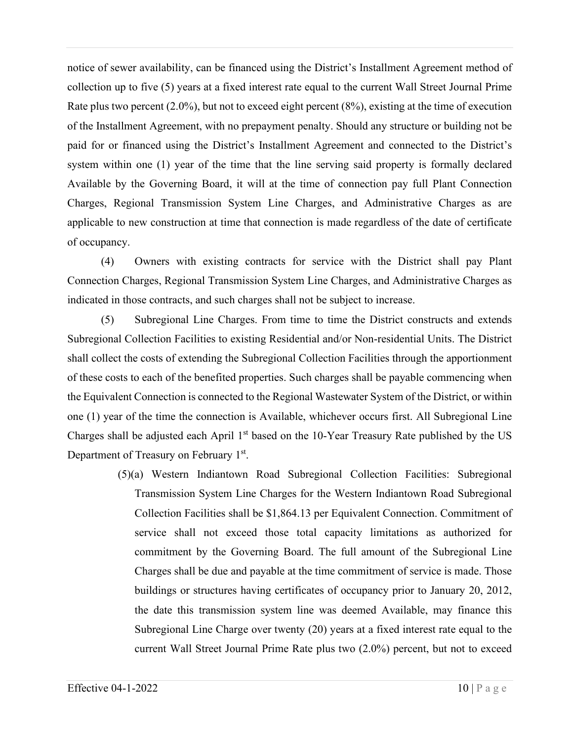notice of sewer availability, can be financed using the District's Installment Agreement method of collection up to five (5) years at a fixed interest rate equal to the current Wall Street Journal Prime Rate plus two percent (2.0%), but not to exceed eight percent (8%), existing at the time of execution of the Installment Agreement, with no prepayment penalty. Should any structure or building not be paid for or financed using the District's Installment Agreement and connected to the District's system within one (1) year of the time that the line serving said property is formally declared Available by the Governing Board, it will at the time of connection pay full Plant Connection Charges, Regional Transmission System Line Charges, and Administrative Charges as are applicable to new construction at time that connection is made regardless of the date of certificate of occupancy.

(4) Owners with existing contracts for service with the District shall pay Plant Connection Charges, Regional Transmission System Line Charges, and Administrative Charges as indicated in those contracts, and such charges shall not be subject to increase.

(5) Subregional Line Charges. From time to time the District constructs and extends Subregional Collection Facilities to existing Residential and/or Non-residential Units. The District shall collect the costs of extending the Subregional Collection Facilities through the apportionment of these costs to each of the benefited properties. Such charges shall be payable commencing when the Equivalent Connection is connected to the Regional Wastewater System of the District, or within one (1) year of the time the connection is Available, whichever occurs first. All Subregional Line Charges shall be adjusted each April 1st based on the 10-Year Treasury Rate published by the US Department of Treasury on February 1st.

> (5)(a) Western Indiantown Road Subregional Collection Facilities: Subregional Transmission System Line Charges for the Western Indiantown Road Subregional Collection Facilities shall be $1,864.13 per Equivalent Connection. Commitment of service shall not exceed those total capacity limitations as authorized for commitment by the Governing Board. The full amount of the Subregional Line Charges shall be due and payable at the time commitment of service is made. Those buildings or structures having certificates of occupancy prior to January 20, 2012, the date this transmission system line was deemed Available, may finance this Subregional Line Charge over twenty (20) years at a fixed interest rate equal to the current Wall Street Journal Prime Rate plus two (2.0%) percent, but not to exceed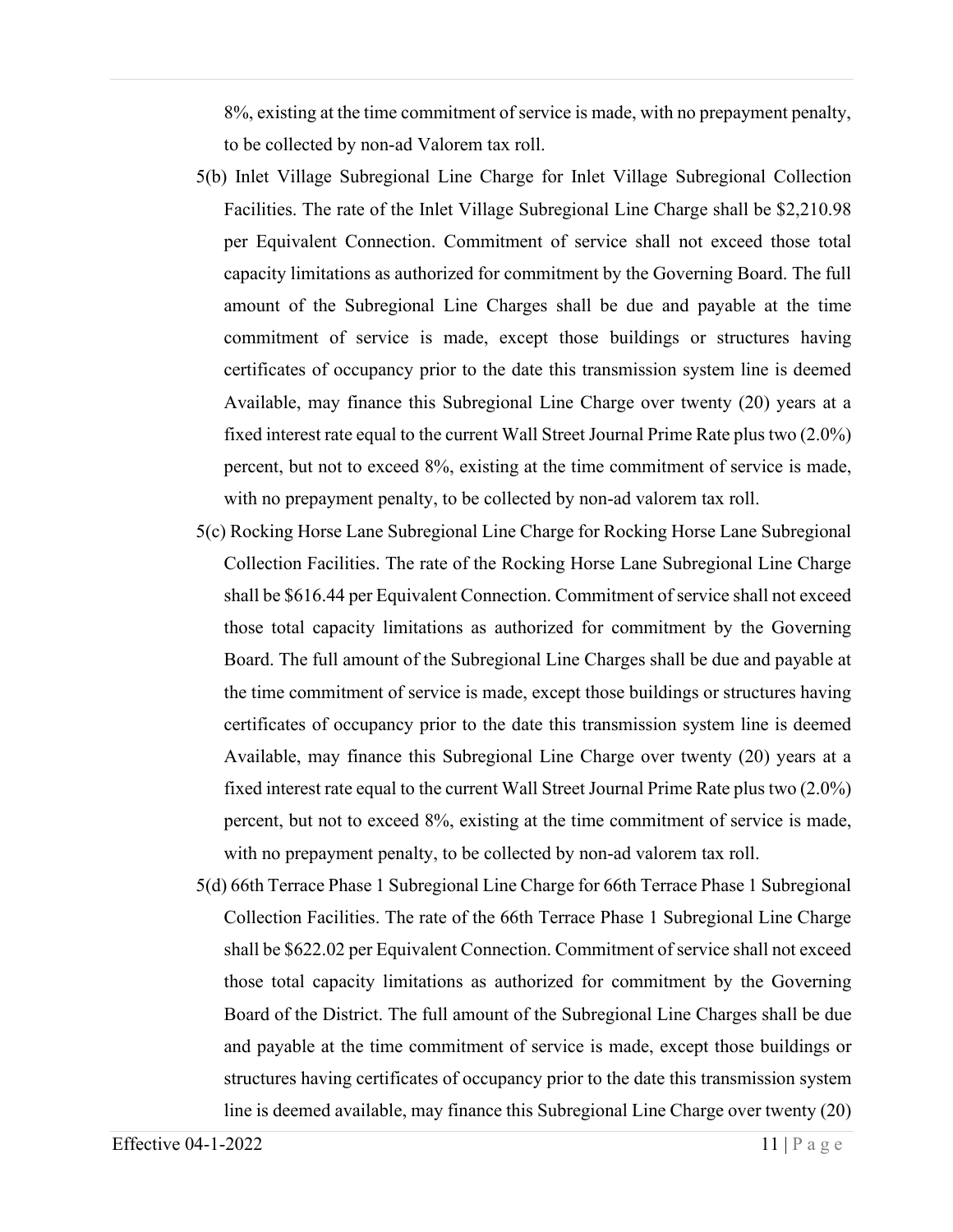8%, existing at the time commitment of service is made, with no prepayment penalty, to be collected by non-ad Valorem tax roll.

5(b) Inlet Village Subregional Line Charge for Inlet Village Subregional Collection Facilities. The rate of the Inlet Village Subregional Line Charge shall be $2,210.98 per Equivalent Connection. Commitment of service shall not exceed those total capacity limitations as authorized for commitment by the Governing Board. The full amount of the Subregional Line Charges shall be due and payable at the time commitment of service is made, except those buildings or structures having certificates of occupancy prior to the date this transmission system line is deemed Available, may finance this Subregional Line Charge over twenty (20) years at a fixed interest rate equal to the current Wall Street Journal Prime Rate plus two (2.0%) percent, but not to exceed 8%, existing at the time commitment of service is made, with no prepayment penalty, to be collected by non-ad valorem tax roll.

5(c) Rocking Horse Lane Subregional Line Charge for Rocking Horse Lane Subregional Collection Facilities. The rate of the Rocking Horse Lane Subregional Line Charge shall be $616.44 per Equivalent Connection. Commitment of service shall not exceed those total capacity limitations as authorized for commitment by the Governing Board. The full amount of the Subregional Line Charges shall be due and payable at the time commitment of service is made, except those buildings or structures having certificates of occupancy prior to the date this transmission system line is deemed Available, may finance this Subregional Line Charge over twenty (20) years at a fixed interest rate equal to the current Wall Street Journal Prime Rate plus two (2.0%) percent, but not to exceed 8%, existing at the time commitment of service is made, with no prepayment penalty, to be collected by non-ad valorem tax roll.

5(d) 66th Terrace Phase 1 Subregional Line Charge for 66th Terrace Phase 1 Subregional Collection Facilities. The rate of the 66th Terrace Phase 1 Subregional Line Charge shall be $622.02 per Equivalent Connection. Commitment of service shall not exceed those total capacity limitations as authorized for commitment by the Governing Board of the District. The full amount of the Subregional Line Charges shall be due and payable at the time commitment of service is made, except those buildings or structures having certificates of occupancy prior to the date this transmission system line is deemed available, may finance this Subregional Line Charge over twenty (20)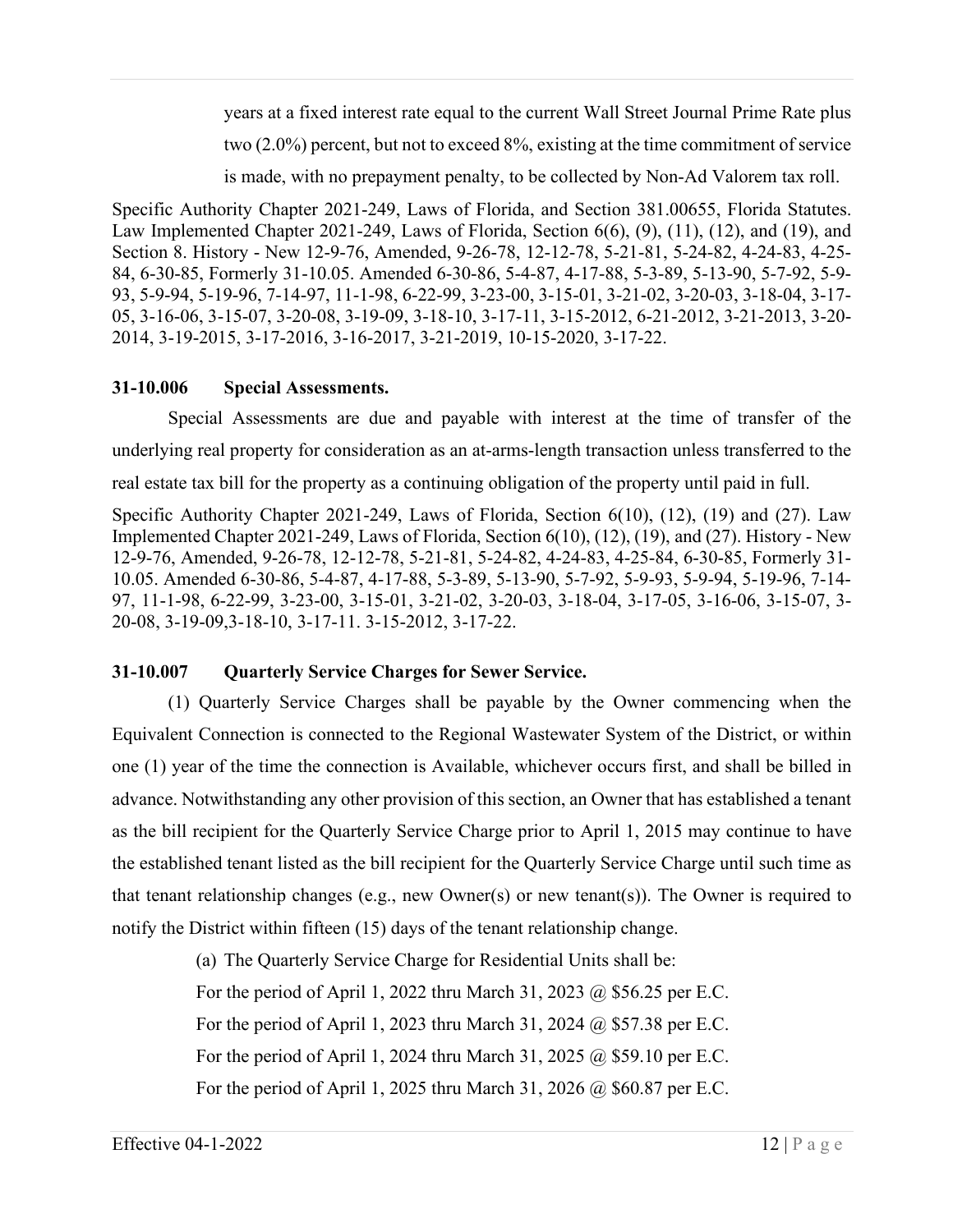years at a fixed interest rate equal to the current Wall Street Journal Prime Rate plus two (2.0%) percent, but not to exceed 8%, existing at the time commitment of service is made, with no prepayment penalty, to be collected by Non-Ad Valorem tax roll.

Specific Authority Chapter 2021-249, Laws of Florida, and Section 381.00655, Florida Statutes. Law Implemented Chapter 2021-249, Laws of Florida, Section 6(6), (9), (11), (12), and (19), and Section 8. History - New 12-9-76, Amended, 9-26-78, 12-12-78, 5-21-81, 5-24-82, 4-24-83, 4-25-84, 6-30-85, Formerly 31-10.05. Amended 6-30-86, 5-4-87, 4-17-88, 5-3-89, 5-13-90, 5-7-92, 5-9-93, 5-9-94, 5-19-96, 7-14-97, 11-1-98, 6-22-99, 3-23-00, 3-15-01, 3-21-02, 3-20-03, 3-18-04, 3-17-05, 3-16-06, 3-15-07, 3-20-08, 3-19-09, 3-18-10, 3-17-11, 3-15-2012, 6-21-2012, 3-21-2013, 3-20-2014, 3-19-2015, 3-17-2016, 3-16-2017, 3-21-2019, 10-15-2020, 3-17-22.

### 31-10.006 Special Assessments.

Special Assessments are due and payable with interest at the time of transfer of the underlying real property for consideration as an at-arms-length transaction unless transferred to the real estate tax bill for the property as a continuing obligation of the property until paid in full.

Specific Authority Chapter 2021-249, Laws of Florida, Section 6(10), (12), (19) and (27). Law Implemented Chapter 2021-249, Laws of Florida, Section 6(10), (12), (19), and (27). History - New 12-9-76, Amended, 9-26-78, 12-12-78, 5-21-81, 5-24-82, 4-24-83, 4-25-84, 6-30-85, Formerly 31-10.05. Amended 6-30-86, 5-4-87, 4-17-88, 5-3-89, 5-13-90, 5-7-92, 5-9-93, 5-9-94, 5-19-96, 7-14-97, 11-1-98, 6-22-99, 3-23-00, 3-15-01, 3-21-02, 3-20-03, 3-18-04, 3-17-05, 3-16-06, 3-15-07, 3-20-08, 3-19-09,3-18-10, 3-17-11. 3-15-2012, 3-17-22.

### 31-10.007 Quarterly Service Charges for Sewer Service.

(1) Quarterly Service Charges shall be payable by the Owner commencing when the Equivalent Connection is connected to the Regional Wastewater System of the District, or within one (1) year of the time the connection is Available, whichever occurs first, and shall be billed in advance. Notwithstanding any other provision of this section, an Owner that has established a tenant as the bill recipient for the Quarterly Service Charge prior to April 1, 2015 may continue to have the established tenant listed as the bill recipient for the Quarterly Service Charge until such time as that tenant relationship changes (e.g., new Owner(s) or new tenant(s)). The Owner is required to notify the District within fifteen (15) days of the tenant relationship change.

(a) The Quarterly Service Charge for Residential Units shall be:

For the period of April 1, 2022 thru March 31, 2023 @ $56.25 per E.C.

For the period of April 1, 2023 thru March 31, 2024 @ $57.38 per E.C.

For the period of April 1, 2024 thru March 31, 2025 @ $59.10 per E.C.

For the period of April 1, 2025 thru March 31, 2026 @ $60.87 per E.C.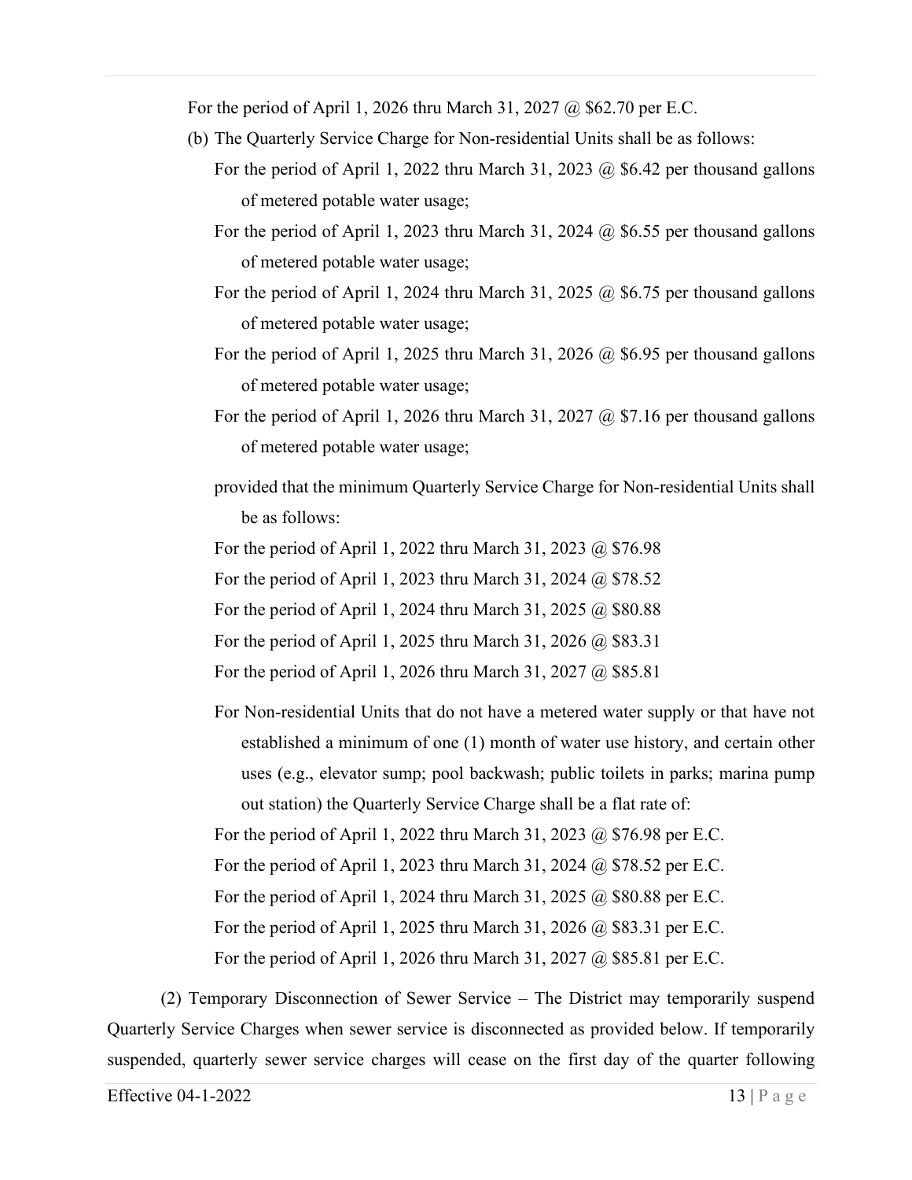For the period of April 1, 2026 thru March 31, 2027 @ $62.70 per E.C.

(b) The Quarterly Service Charge for Non-residential Units shall be as follows:

For the period of April 1, 2022 thru March 31, 2023 @ $6.42 per thousand gallons of metered potable water usage;

For the period of April 1, 2023 thru March 31, 2024 @ $6.55 per thousand gallons of metered potable water usage;

For the period of April 1, 2024 thru March 31, 2025 @ $6.75 per thousand gallons of metered potable water usage;

For the period of April 1, 2025 thru March 31, 2026 @ $6.95 per thousand gallons of metered potable water usage;

For the period of April 1, 2026 thru March 31, 2027 @ $7.16 per thousand gallons of metered potable water usage;

provided that the minimum Quarterly Service Charge for Non-residential Units shall be as follows:

For the period of April 1, 2022 thru March 31, 2023 @ $76.98

For the period of April 1, 2023 thru March 31, 2024 @ $78.52

For the period of April 1, 2024 thru March 31, 2025 @ $80.88

For the period of April 1, 2025 thru March 31, 2026 @ $83.31

For the period of April 1, 2026 thru March 31, 2027 @ $85.81

For Non-residential Units that do not have a metered water supply or that have not established a minimum of one (1) month of water use history, and certain other uses (e.g., elevator sump; pool backwash; public toilets in parks; marina pump out station) the Quarterly Service Charge shall be a flat rate of:

For the period of April 1, 2022 thru March 31, 2023 @ $76.98 per E.C.

For the period of April 1, 2023 thru March 31, 2024 @ $78.52 per E.C.

For the period of April 1, 2024 thru March 31, 2025 @ $80.88 per E.C.

For the period of April 1, 2025 thru March 31, 2026 @ $83.31 per E.C.

For the period of April 1, 2026 thru March 31, 2027 @ $85.81 per E.C.

(2) Temporary Disconnection of Sewer Service – The District may temporarily suspend Quarterly Service Charges when sewer service is disconnected as provided below. If temporarily suspended, quarterly sewer service charges will cease on the first day of the quarter following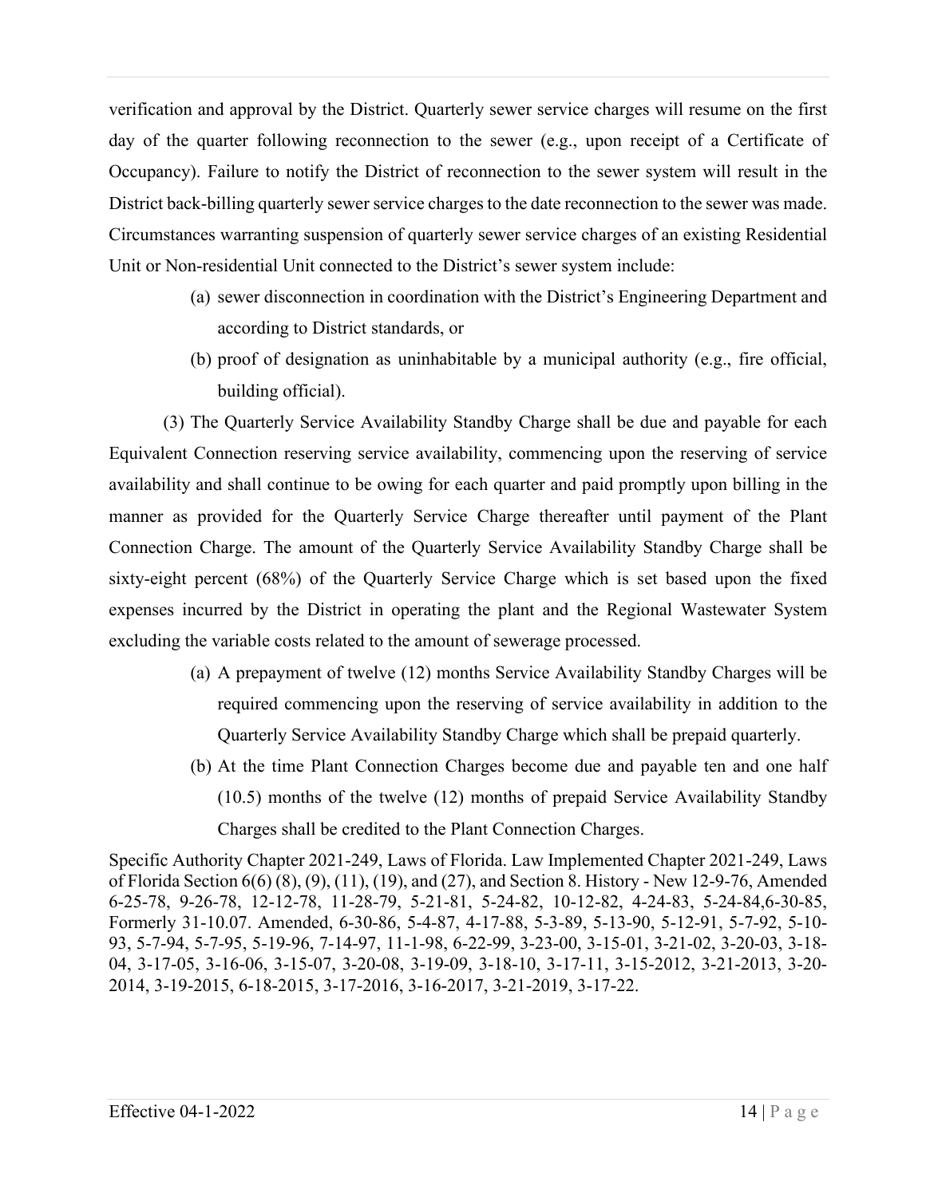verification and approval by the District. Quarterly sewer service charges will resume on the first day of the quarter following reconnection to the sewer (e.g., upon receipt of a Certificate of Occupancy). Failure to notify the District of reconnection to the sewer system will result in the District back-billing quarterly sewer service charges to the date reconnection to the sewer was made. Circumstances warranting suspension of quarterly sewer service charges of an existing Residential Unit or Non-residential Unit connected to the District's sewer system include:

(a) sewer disconnection in coordination with the District's Engineering Department and according to District standards, or

(b) proof of designation as uninhabitable by a municipal authority (e.g., fire official, building official).

(3) The Quarterly Service Availability Standby Charge shall be due and payable for each Equivalent Connection reserving service availability, commencing upon the reserving of service availability and shall continue to be owing for each quarter and paid promptly upon billing in the manner as provided for the Quarterly Service Charge thereafter until payment of the Plant Connection Charge. The amount of the Quarterly Service Availability Standby Charge shall be sixty-eight percent (68%) of the Quarterly Service Charge which is set based upon the fixed expenses incurred by the District in operating the plant and the Regional Wastewater System excluding the variable costs related to the amount of sewerage processed.

(a) A prepayment of twelve (12) months Service Availability Standby Charges will be required commencing upon the reserving of service availability in addition to the Quarterly Service Availability Standby Charge which shall be prepaid quarterly.

(b) At the time Plant Connection Charges become due and payable ten and one half (10.5) months of the twelve (12) months of prepaid Service Availability Standby Charges shall be credited to the Plant Connection Charges.

Specific Authority Chapter 2021-249, Laws of Florida. Law Implemented Chapter 2021-249, Laws of Florida Section 6(6) (8), (9), (11), (19), and (27), and Section 8. History - New 12-9-76, Amended 6-25-78, 9-26-78, 12-12-78, 11-28-79, 5-21-81, 5-24-82, 10-12-82, 4-24-83, 5-24-84,6-30-85, Formerly 31-10.07. Amended, 6-30-86, 5-4-87, 4-17-88, 5-3-89, 5-13-90, 5-12-91, 5-7-92, 5-10-93, 5-7-94, 5-7-95, 5-19-96, 7-14-97, 11-1-98, 6-22-99, 3-23-00, 3-15-01, 3-21-02, 3-20-03, 3-18-04, 3-17-05, 3-16-06, 3-15-07, 3-20-08, 3-19-09, 3-18-10, 3-17-11, 3-15-2012, 3-21-2013, 3-20-2014, 3-19-2015, 6-18-2015, 3-17-2016, 3-16-2017, 3-21-2019, 3-17-22.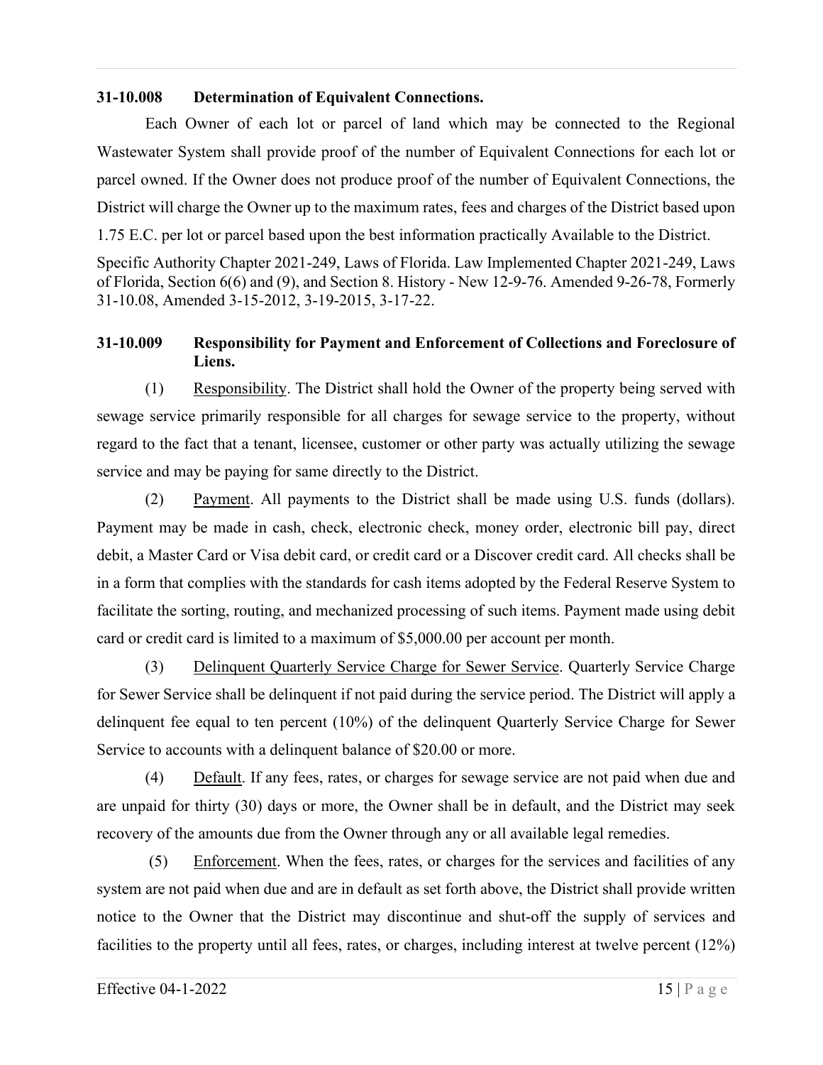### 31-10.008 Determination of Equivalent Connections.

Each Owner of each lot or parcel of land which may be connected to the Regional Wastewater System shall provide proof of the number of Equivalent Connections for each lot or parcel owned. If the Owner does not produce proof of the number of Equivalent Connections, the District will charge the Owner up to the maximum rates, fees and charges of the District based upon 1.75 E.C. per lot or parcel based upon the best information practically Available to the District.

Specific Authority Chapter 2021-249, Laws of Florida. Law Implemented Chapter 2021-249, Laws of Florida, Section 6(6) and (9), and Section 8. History - New 12-9-76. Amended 9-26-78, Formerly 31-10.08, Amended 3-15-2012, 3-19-2015, 3-17-22.

### 31-10.009 Responsibility for Payment and Enforcement of Collections and Foreclosure of Liens.

(1) Responsibility. The District shall hold the Owner of the property being served with sewage service primarily responsible for all charges for sewage service to the property, without regard to the fact that a tenant, licensee, customer or other party was actually utilizing the sewage service and may be paying for same directly to the District.

(2) Payment. All payments to the District shall be made using U.S. funds (dollars). Payment may be made in cash, check, electronic check, money order, electronic bill pay, direct debit, a Master Card or Visa debit card, or credit card or a Discover credit card. All checks shall be in a form that complies with the standards for cash items adopted by the Federal Reserve System to facilitate the sorting, routing, and mechanized processing of such items. Payment made using debit card or credit card is limited to a maximum of $5,000.00 per account per month.

(3) Delinquent Quarterly Service Charge for Sewer Service. Quarterly Service Charge for Sewer Service shall be delinquent if not paid during the service period. The District will apply a delinquent fee equal to ten percent (10%) of the delinquent Quarterly Service Charge for Sewer Service to accounts with a delinquent balance of $20.00 or more.

(4) Default. If any fees, rates, or charges for sewage service are not paid when due and are unpaid for thirty (30) days or more, the Owner shall be in default, and the District may seek recovery of the amounts due from the Owner through any or all available legal remedies.

(5) Enforcement. When the fees, rates, or charges for the services and facilities of any system are not paid when due and are in default as set forth above, the District shall provide written notice to the Owner that the District may discontinue and shut-off the supply of services and facilities to the property until all fees, rates, or charges, including interest at twelve percent (12%)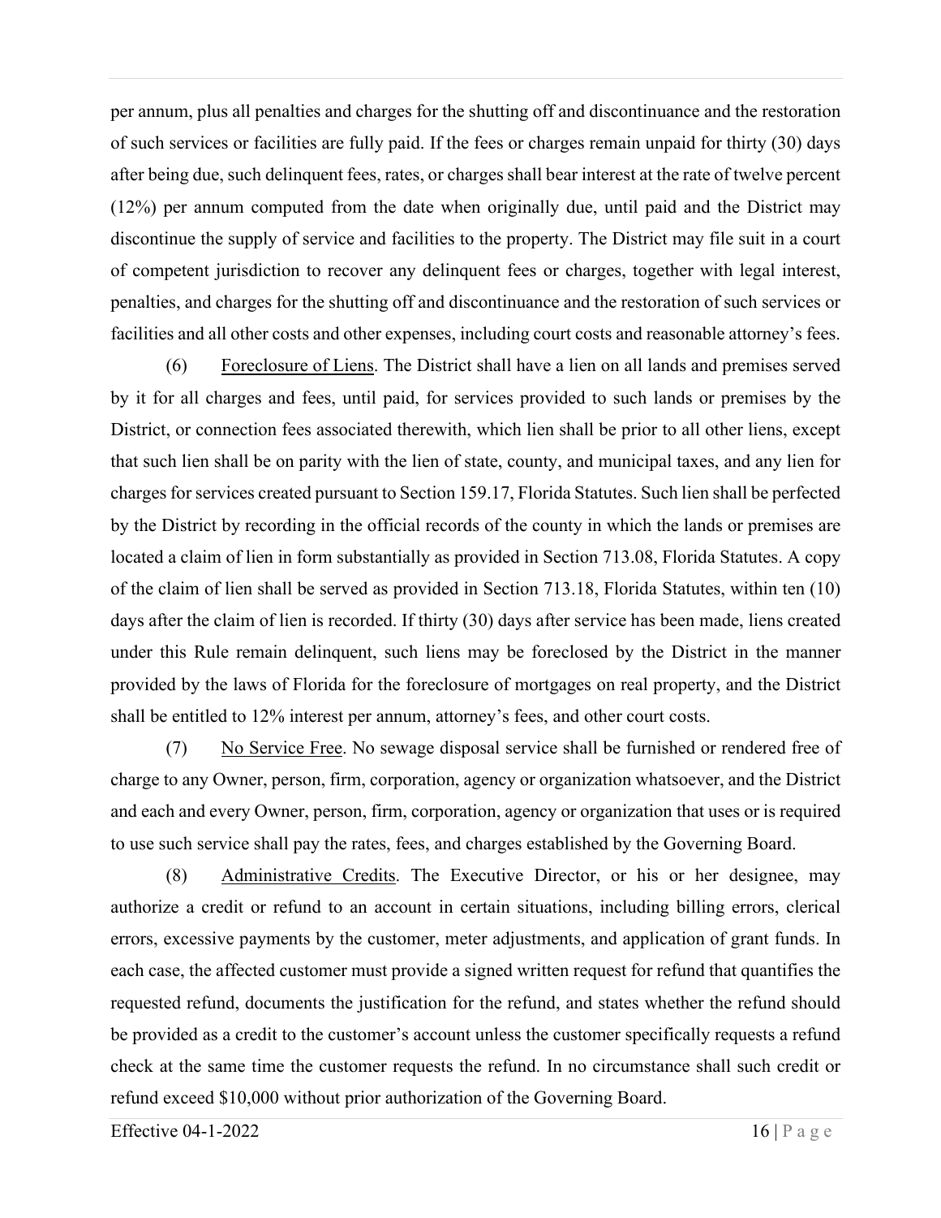per annum, plus all penalties and charges for the shutting off and discontinuance and the restoration of such services or facilities are fully paid. If the fees or charges remain unpaid for thirty (30) days after being due, such delinquent fees, rates, or charges shall bear interest at the rate of twelve percent (12%) per annum computed from the date when originally due, until paid and the District may discontinue the supply of service and facilities to the property. The District may file suit in a court of competent jurisdiction to recover any delinquent fees or charges, together with legal interest, penalties, and charges for the shutting off and discontinuance and the restoration of such services or facilities and all other costs and other expenses, including court costs and reasonable attorney's fees.

(6) Foreclosure of Liens. The District shall have a lien on all lands and premises served by it for all charges and fees, until paid, for services provided to such lands or premises by the District, or connection fees associated therewith, which lien shall be prior to all other liens, except that such lien shall be on parity with the lien of state, county, and municipal taxes, and any lien for charges for services created pursuant to Section 159.17, Florida Statutes. Such lien shall be perfected by the District by recording in the official records of the county in which the lands or premises are located a claim of lien in form substantially as provided in Section 713.08, Florida Statutes. A copy of the claim of lien shall be served as provided in Section 713.18, Florida Statutes, within ten (10) days after the claim of lien is recorded. If thirty (30) days after service has been made, liens created under this Rule remain delinquent, such liens may be foreclosed by the District in the manner provided by the laws of Florida for the foreclosure of mortgages on real property, and the District shall be entitled to 12% interest per annum, attorney's fees, and other court costs.

(7) No Service Free. No sewage disposal service shall be furnished or rendered free of charge to any Owner, person, firm, corporation, agency or organization whatsoever, and the District and each and every Owner, person, firm, corporation, agency or organization that uses or is required to use such service shall pay the rates, fees, and charges established by the Governing Board.

(8) Administrative Credits. The Executive Director, or his or her designee, may authorize a credit or refund to an account in certain situations, including billing errors, clerical errors, excessive payments by the customer, meter adjustments, and application of grant funds. In each case, the affected customer must provide a signed written request for refund that quantifies the requested refund, documents the justification for the refund, and states whether the refund should be provided as a credit to the customer's account unless the customer specifically requests a refund check at the same time the customer requests the refund. In no circumstance shall such credit or refund exceed $10,000 without prior authorization of the Governing Board.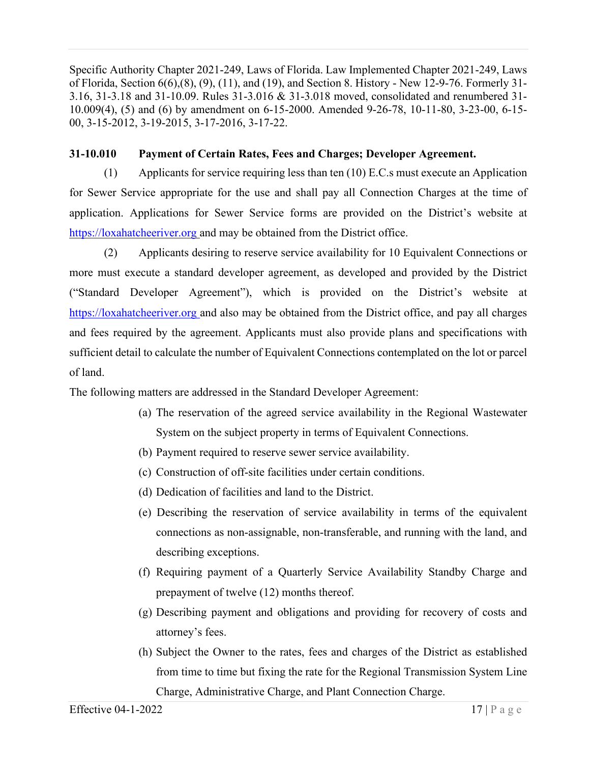Specific Authority Chapter 2021-249, Laws of Florida. Law Implemented Chapter 2021-249, Laws of Florida, Section 6(6),(8), (9), (11), and (19), and Section 8. History - New 12-9-76. Formerly 31-3.16, 31-3.18 and 31-10.09. Rules 31-3.016 & 31-3.018 moved, consolidated and renumbered 31-10.009(4), (5) and (6) by amendment on 6-15-2000. Amended 9-26-78, 10-11-80, 3-23-00, 6-15-00, 3-15-2012, 3-19-2015, 3-17-2016, 3-17-22.

**31-10.010 Payment of Certain Rates, Fees and Charges; Developer Agreement.**

(1) Applicants for service requiring less than ten (10) E.C.s must execute an Application for Sewer Service appropriate for the use and shall pay all Connection Charges at the time of application. Applications for Sewer Service forms are provided on the District's website at https://loxahatcheeriver.org and may be obtained from the District office.

(2) Applicants desiring to reserve service availability for 10 Equivalent Connections or more must execute a standard developer agreement, as developed and provided by the District ("Standard Developer Agreement"), which is provided on the District's website at https://loxahatcheeriver.org and also may be obtained from the District office, and pay all charges and fees required by the agreement. Applicants must also provide plans and specifications with sufficient detail to calculate the number of Equivalent Connections contemplated on the lot or parcel of land.

The following matters are addressed in the Standard Developer Agreement:

(a) The reservation of the agreed service availability in the Regional Wastewater System on the subject property in terms of Equivalent Connections.

(b) Payment required to reserve sewer service availability.

(c) Construction of off-site facilities under certain conditions.

(d) Dedication of facilities and land to the District.

(e) Describing the reservation of service availability in terms of the equivalent connections as non-assignable, non-transferable, and running with the land, and describing exceptions.

(f) Requiring payment of a Quarterly Service Availability Standby Charge and prepayment of twelve (12) months thereof.

(g) Describing payment and obligations and providing for recovery of costs and attorney's fees.

(h) Subject the Owner to the rates, fees and charges of the District as established from time to time but fixing the rate for the Regional Transmission System Line Charge, Administrative Charge, and Plant Connection Charge.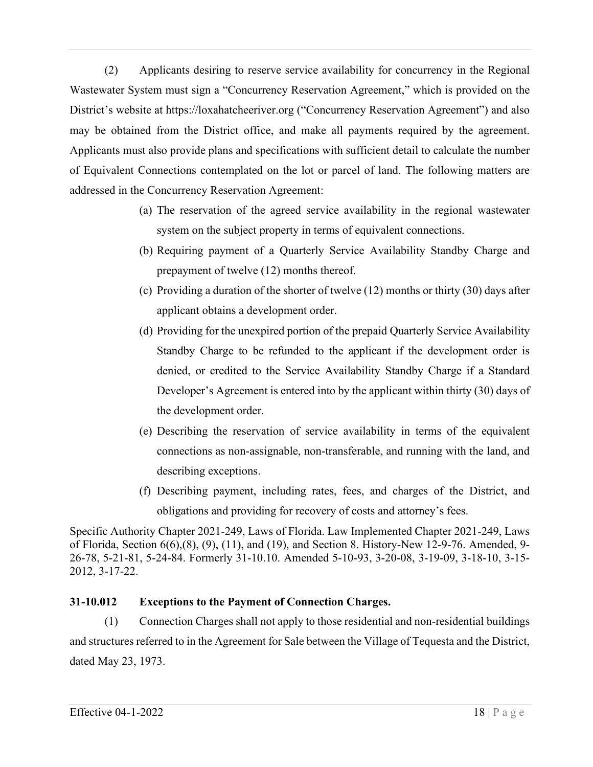(2) Applicants desiring to reserve service availability for concurrency in the Regional Wastewater System must sign a "Concurrency Reservation Agreement," which is provided on the District's website at https://loxahatcheeriver.org ("Concurrency Reservation Agreement") and also may be obtained from the District office, and make all payments required by the agreement. Applicants must also provide plans and specifications with sufficient detail to calculate the number of Equivalent Connections contemplated on the lot or parcel of land. The following matters are addressed in the Concurrency Reservation Agreement:

(a) The reservation of the agreed service availability in the regional wastewater system on the subject property in terms of equivalent connections.

(b) Requiring payment of a Quarterly Service Availability Standby Charge and prepayment of twelve (12) months thereof.

(c) Providing a duration of the shorter of twelve (12) months or thirty (30) days after applicant obtains a development order.

(d) Providing for the unexpired portion of the prepaid Quarterly Service Availability Standby Charge to be refunded to the applicant if the development order is denied, or credited to the Service Availability Standby Charge if a Standard Developer's Agreement is entered into by the applicant within thirty (30) days of the development order.

(e) Describing the reservation of service availability in terms of the equivalent connections as non-assignable, non-transferable, and running with the land, and describing exceptions.

(f) Describing payment, including rates, fees, and charges of the District, and obligations and providing for recovery of costs and attorney's fees.

Specific Authority Chapter 2021-249, Laws of Florida. Law Implemented Chapter 2021-249, Laws of Florida, Section 6(6),(8), (9), (11), and (19), and Section 8. History-New 12-9-76. Amended, 9-26-78, 5-21-81, 5-24-84. Formerly 31-10.10. Amended 5-10-93, 3-20-08, 3-19-09, 3-18-10, 3-15-2012, 3-17-22.

### 31-10.012 Exceptions to the Payment of Connection Charges.

(1) Connection Charges shall not apply to those residential and non-residential buildings and structures referred to in the Agreement for Sale between the Village of Tequesta and the District, dated May 23, 1973.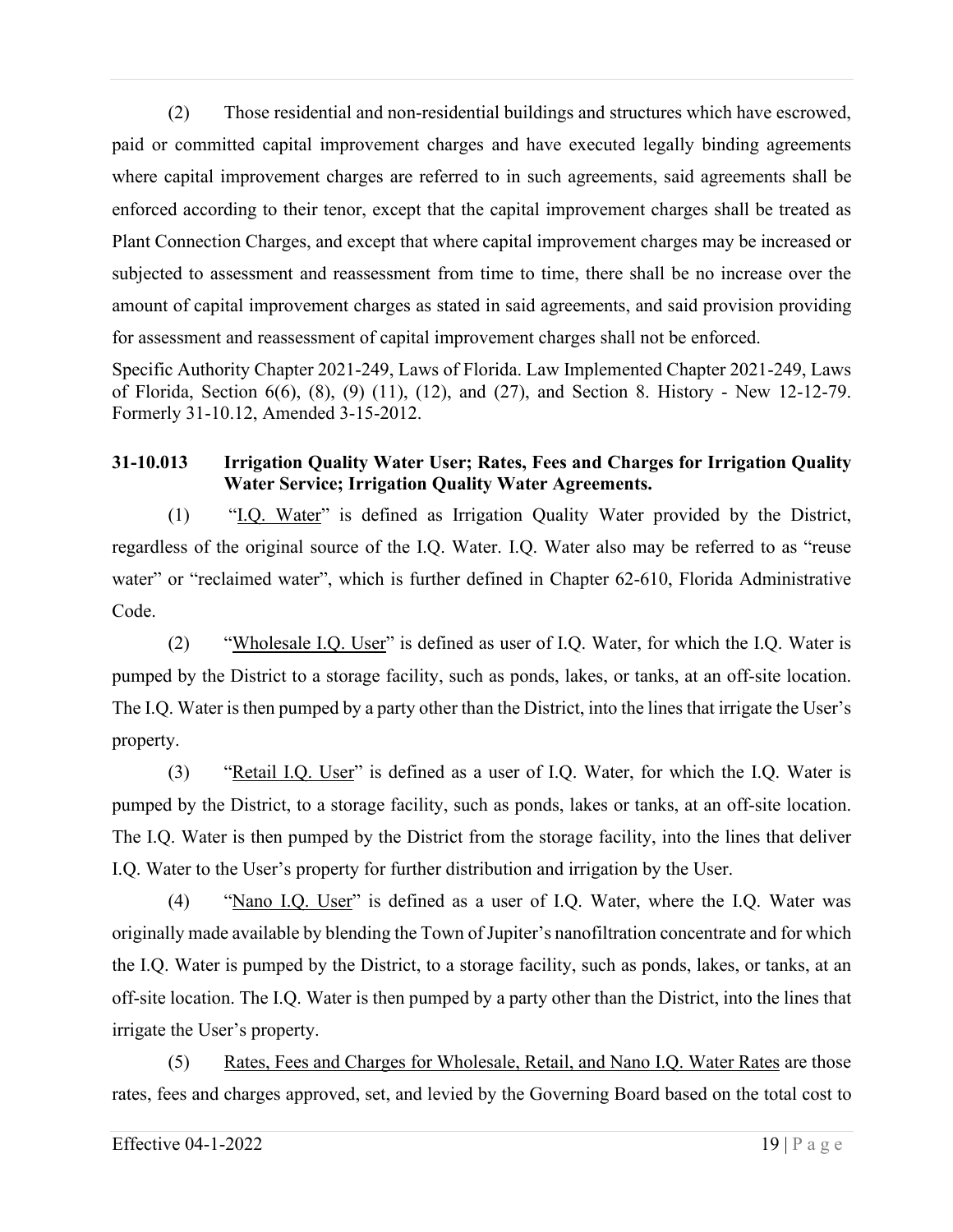(2) Those residential and non-residential buildings and structures which have escrowed, paid or committed capital improvement charges and have executed legally binding agreements where capital improvement charges are referred to in such agreements, said agreements shall be enforced according to their tenor, except that the capital improvement charges shall be treated as Plant Connection Charges, and except that where capital improvement charges may be increased or subjected to assessment and reassessment from time to time, there shall be no increase over the amount of capital improvement charges as stated in said agreements, and said provision providing for assessment and reassessment of capital improvement charges shall not be enforced.

Specific Authority Chapter 2021-249, Laws of Florida. Law Implemented Chapter 2021-249, Laws of Florida, Section 6(6), (8), (9) (11), (12), and (27), and Section 8. History - New 12-12-79. Formerly 31-10.12, Amended 3-15-2012.

**31-10.013 Irrigation Quality Water User; Rates, Fees and Charges for Irrigation Quality Water Service; Irrigation Quality Water Agreements.**

(1) "I.Q. Water" is defined as Irrigation Quality Water provided by the District, regardless of the original source of the I.Q. Water. I.Q. Water also may be referred to as "reuse water" or "reclaimed water", which is further defined in Chapter 62-610, Florida Administrative Code.

(2) "Wholesale I.Q. User" is defined as user of I.Q. Water, for which the I.Q. Water is pumped by the District to a storage facility, such as ponds, lakes, or tanks, at an off-site location. The I.Q. Water is then pumped by a party other than the District, into the lines that irrigate the User's property.

(3) "Retail I.Q. User" is defined as a user of I.Q. Water, for which the I.Q. Water is pumped by the District, to a storage facility, such as ponds, lakes or tanks, at an off-site location. The I.Q. Water is then pumped by the District from the storage facility, into the lines that deliver I.Q. Water to the User's property for further distribution and irrigation by the User.

(4) "Nano I.Q. User" is defined as a user of I.Q. Water, where the I.Q. Water was originally made available by blending the Town of Jupiter's nanofiltration concentrate and for which the I.Q. Water is pumped by the District, to a storage facility, such as ponds, lakes, or tanks, at an off-site location. The I.Q. Water is then pumped by a party other than the District, into the lines that irrigate the User's property.

(5) Rates, Fees and Charges for Wholesale, Retail, and Nano I.Q. Water Rates are those rates, fees and charges approved, set, and levied by the Governing Board based on the total cost to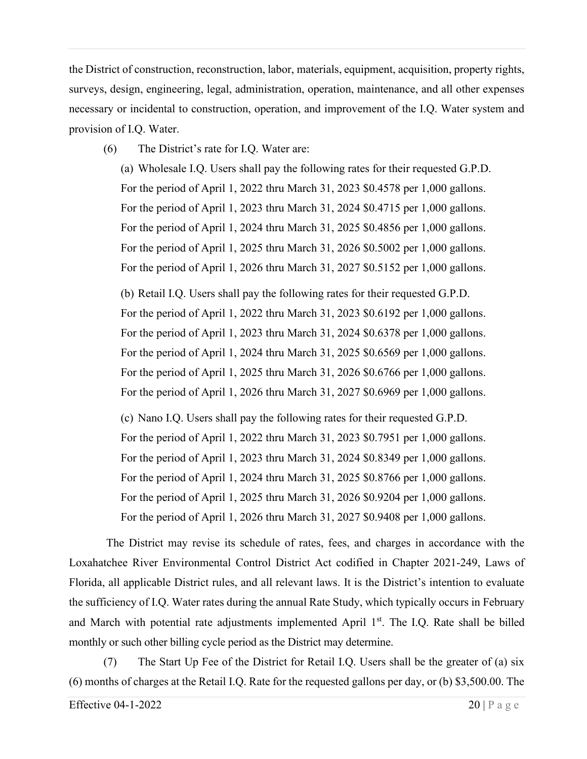the District of construction, reconstruction, labor, materials, equipment, acquisition, property rights, surveys, design, engineering, legal, administration, operation, maintenance, and all other expenses necessary or incidental to construction, operation, and improvement of the I.Q. Water system and provision of I.Q. Water.

(6) The District's rate for I.Q. Water are:

(a) Wholesale I.Q. Users shall pay the following rates for their requested G.P.D.
For the period of April 1, 2022 thru March 31, 2023 \$0.4578 per 1,000 gallons.
For the period of April 1, 2023 thru March 31, 2024 \$0.4715 per 1,000 gallons.
For the period of April 1, 2024 thru March 31, 2025 \$0.4856 per 1,000 gallons.
For the period of April 1, 2025 thru March 31, 2026 \$0.5002 per 1,000 gallons.
For the period of April 1, 2026 thru March 31, 2027 \$0.5152 per 1,000 gallons.

(b) Retail I.Q. Users shall pay the following rates for their requested G.P.D.
For the period of April 1, 2022 thru March 31, 2023 \$0.6192 per 1,000 gallons.
For the period of April 1, 2023 thru March 31, 2024 \$0.6378 per 1,000 gallons.
For the period of April 1, 2024 thru March 31, 2025 \$0.6569 per 1,000 gallons.
For the period of April 1, 2025 thru March 31, 2026 \$0.6766 per 1,000 gallons.
For the period of April 1, 2026 thru March 31, 2027 \$0.6969 per 1,000 gallons.

(c) Nano I.Q. Users shall pay the following rates for their requested G.P.D.
For the period of April 1, 2022 thru March 31, 2023 \$0.7951 per 1,000 gallons.
For the period of April 1, 2023 thru March 31, 2024 \$0.8349 per 1,000 gallons.
For the period of April 1, 2024 thru March 31, 2025 \$0.8766 per 1,000 gallons.
For the period of April 1, 2025 thru March 31, 2026 \$0.9204 per 1,000 gallons.
For the period of April 1, 2026 thru March 31, 2027 \$0.9408 per 1,000 gallons.

The District may revise its schedule of rates, fees, and charges in accordance with the Loxahatchee River Environmental Control District Act codified in Chapter 2021-249, Laws of Florida, all applicable District rules, and all relevant laws. It is the District's intention to evaluate the sufficiency of I.Q. Water rates during the annual Rate Study, which typically occurs in February and March with potential rate adjustments implemented April 1st. The I.Q. Rate shall be billed monthly or such other billing cycle period as the District may determine.

(7) The Start Up Fee of the District for Retail I.Q. Users shall be the greater of (a) six (6) months of charges at the Retail I.Q. Rate for the requested gallons per day, or (b) \$3,500.00. The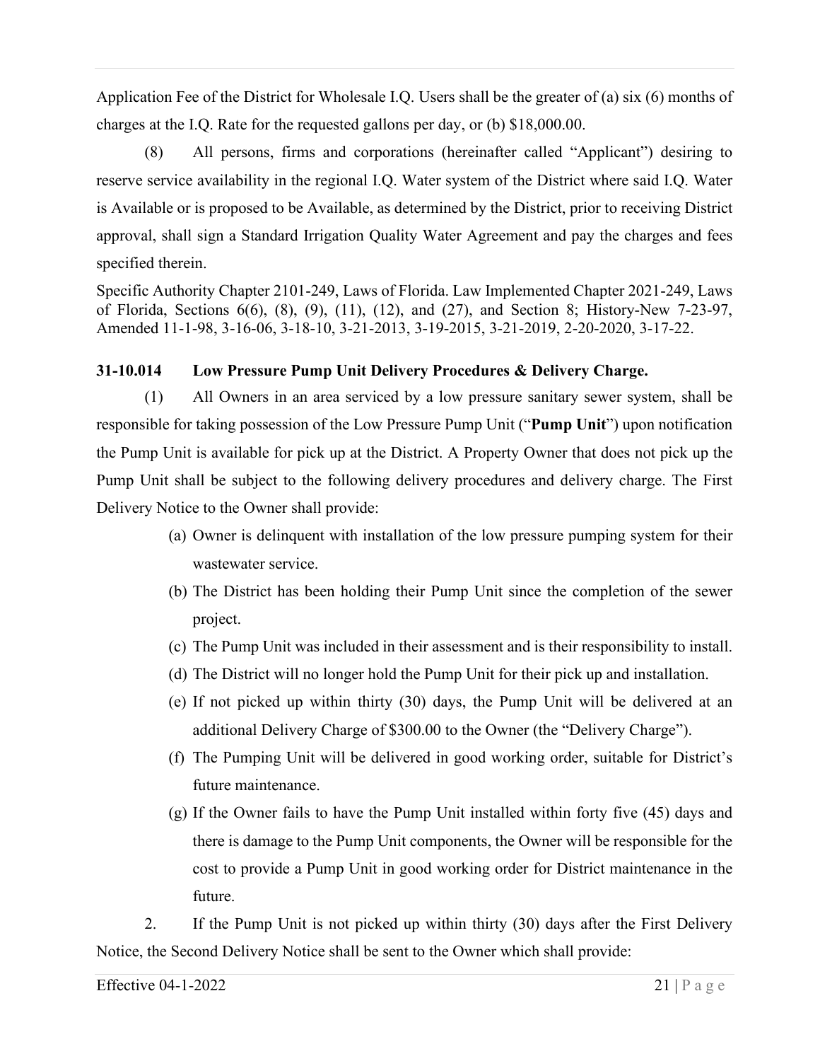Application Fee of the District for Wholesale I.Q. Users shall be the greater of (a) six (6) months of charges at the I.Q. Rate for the requested gallons per day, or (b) $18,000.00.

(8) All persons, firms and corporations (hereinafter called "Applicant") desiring to reserve service availability in the regional I.Q. Water system of the District where said I.Q. Water is Available or is proposed to be Available, as determined by the District, prior to receiving District approval, shall sign a Standard Irrigation Quality Water Agreement and pay the charges and fees specified therein.

Specific Authority Chapter 2101-249, Laws of Florida. Law Implemented Chapter 2021-249, Laws of Florida, Sections 6(6), (8), (9), (11), (12), and (27), and Section 8; History-New 7-23-97, Amended 11-1-98, 3-16-06, 3-18-10, 3-21-2013, 3-19-2015, 3-21-2019, 2-20-2020, 3-17-22.

**31-10.014 Low Pressure Pump Unit Delivery Procedures & Delivery Charge.**

(1) All Owners in an area serviced by a low pressure sanitary sewer system, shall be responsible for taking possession of the Low Pressure Pump Unit ("**Pump Unit**") upon notification the Pump Unit is available for pick up at the District. A Property Owner that does not pick up the Pump Unit shall be subject to the following delivery procedures and delivery charge. The First Delivery Notice to the Owner shall provide:

(a) Owner is delinquent with installation of the low pressure pumping system for their wastewater service.

(b) The District has been holding their Pump Unit since the completion of the sewer project.

(c) The Pump Unit was included in their assessment and is their responsibility to install.

(d) The District will no longer hold the Pump Unit for their pick up and installation.

(e) If not picked up within thirty (30) days, the Pump Unit will be delivered at an additional Delivery Charge of $300.00 to the Owner (the "Delivery Charge").

(f) The Pumping Unit will be delivered in good working order, suitable for District's future maintenance.

(g) If the Owner fails to have the Pump Unit installed within forty five (45) days and there is damage to the Pump Unit components, the Owner will be responsible for the cost to provide a Pump Unit in good working order for District maintenance in the future.

2. If the Pump Unit is not picked up within thirty (30) days after the First Delivery Notice, the Second Delivery Notice shall be sent to the Owner which shall provide: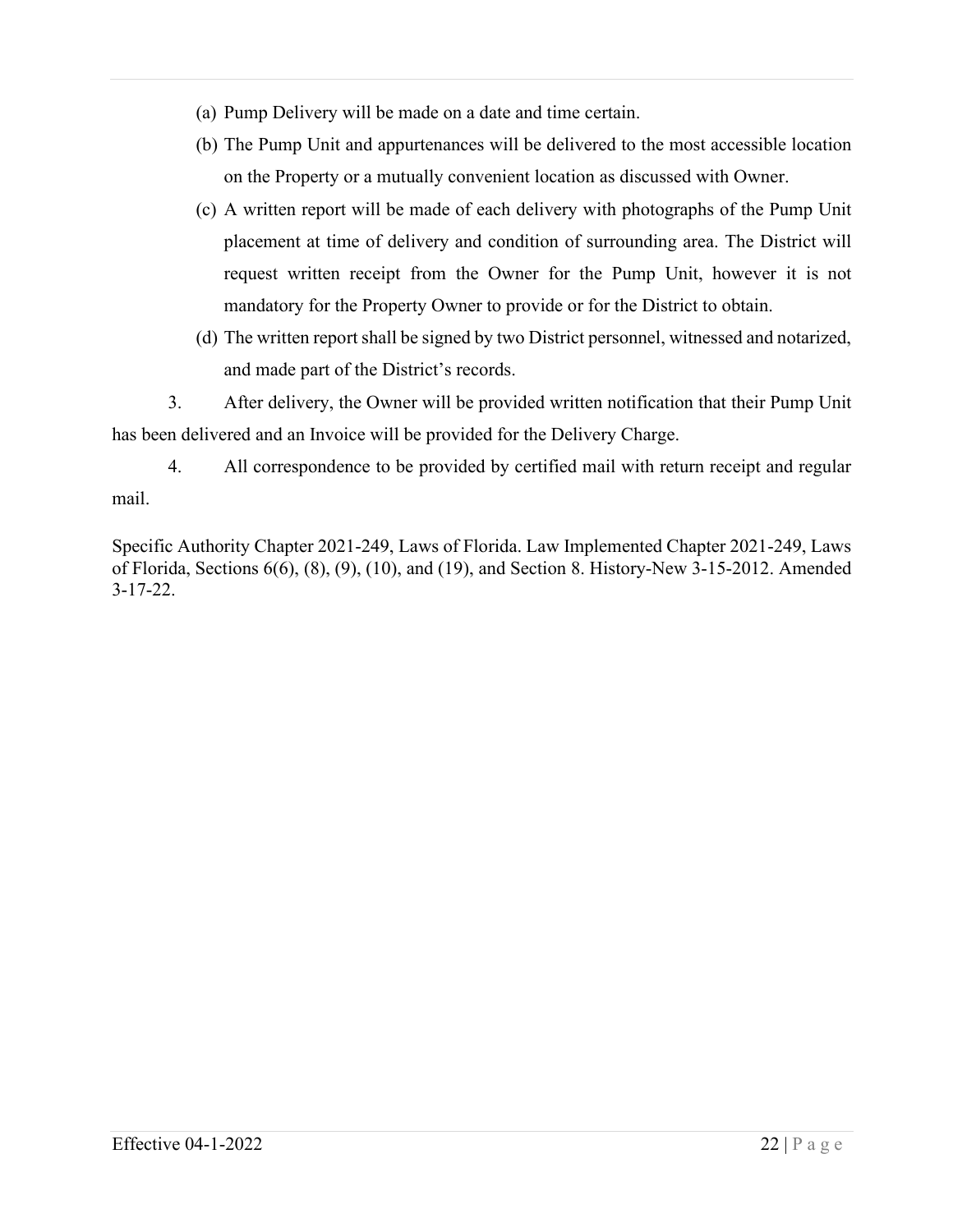(a) Pump Delivery will be made on a date and time certain.

(b) The Pump Unit and appurtenances will be delivered to the most accessible location on the Property or a mutually convenient location as discussed with Owner.

(c) A written report will be made of each delivery with photographs of the Pump Unit placement at time of delivery and condition of surrounding area. The District will request written receipt from the Owner for the Pump Unit, however it is not mandatory for the Property Owner to provide or for the District to obtain.

(d) The written report shall be signed by two District personnel, witnessed and notarized, and made part of the District's records.

3. After delivery, the Owner will be provided written notification that their Pump Unit has been delivered and an Invoice will be provided for the Delivery Charge.

4. All correspondence to be provided by certified mail with return receipt and regular mail.

Specific Authority Chapter 2021-249, Laws of Florida. Law Implemented Chapter 2021-249, Laws of Florida, Sections 6(6), (8), (9), (10), and (19), and Section 8. History-New 3-15-2012. Amended 3-17-22.